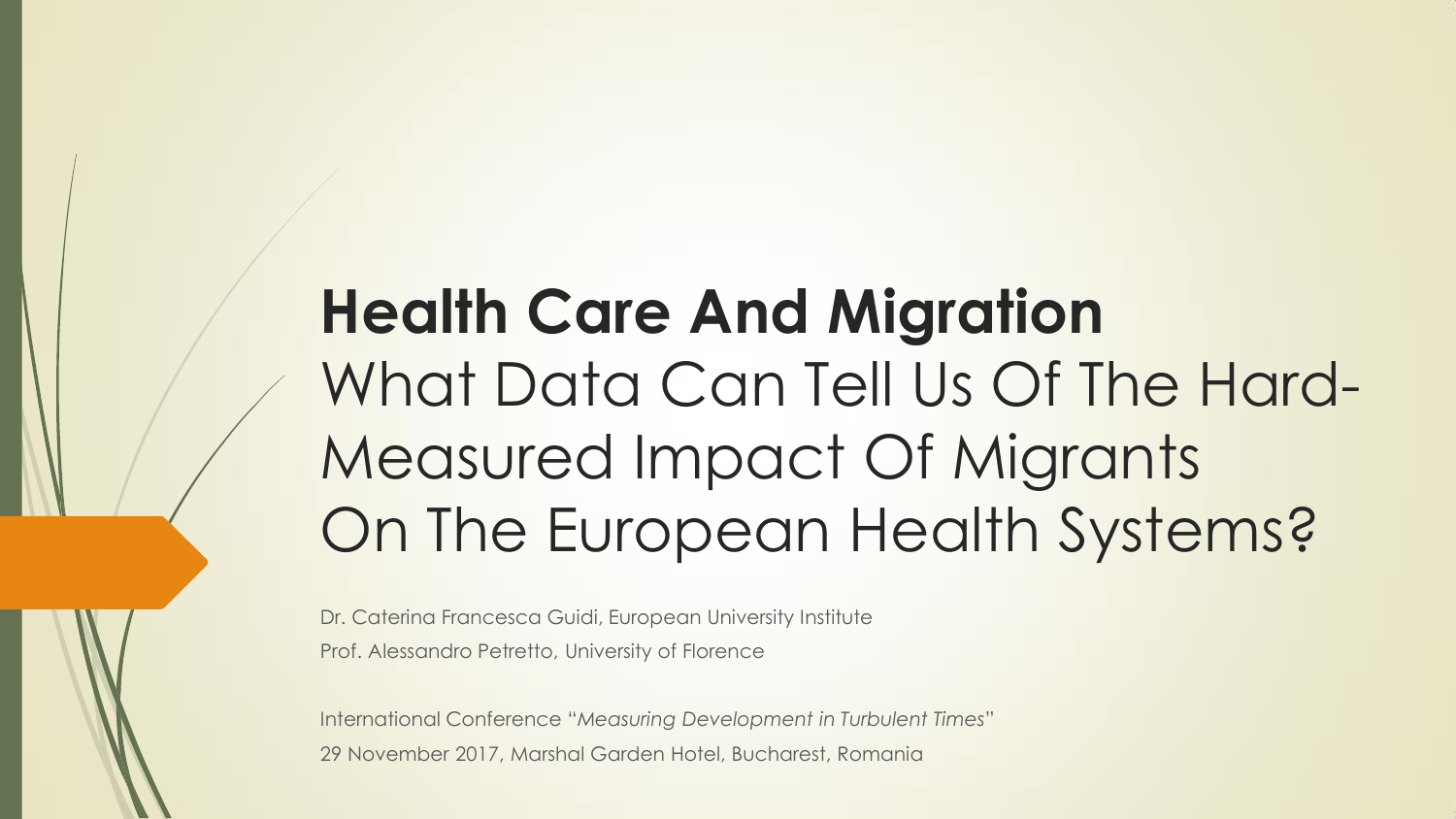# **Health Care And Migration** What Data Can Tell Us Of The Hard-Measured Impact Of Migrants On The European Health Systems?

Dr. Caterina Francesca Guidi, European University Institute

Prof. Alessandro Petretto, University of Florence

International Conference "*Measuring Development in Turbulent Times*"

29 November 2017, Marshal Garden Hotel, Bucharest, Romania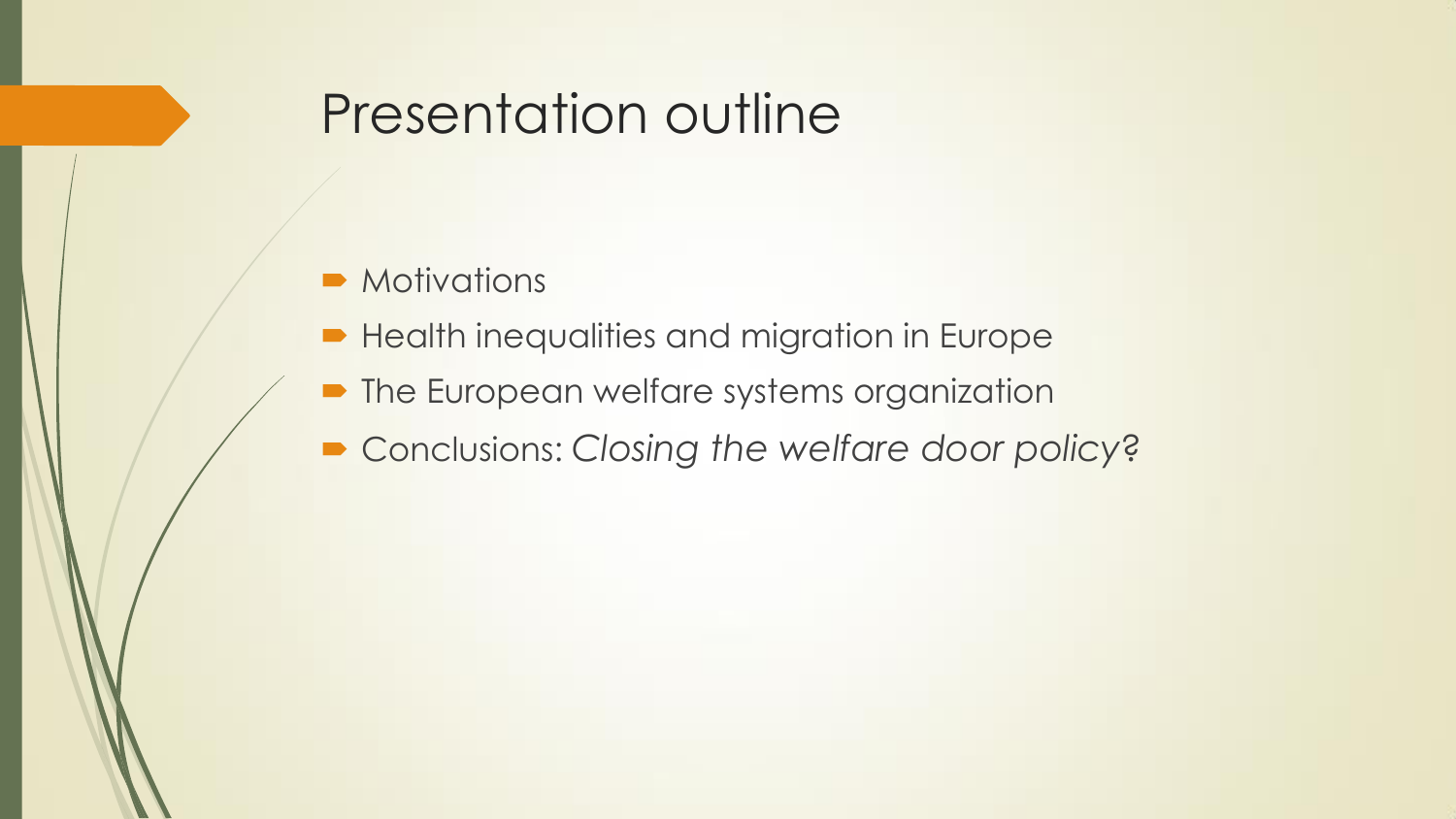# Presentation outline

- Motivations
- Health inequalities and migration in Europe
- The European welfare systems organization
- Conclusions: *Closing the welfare door policy*?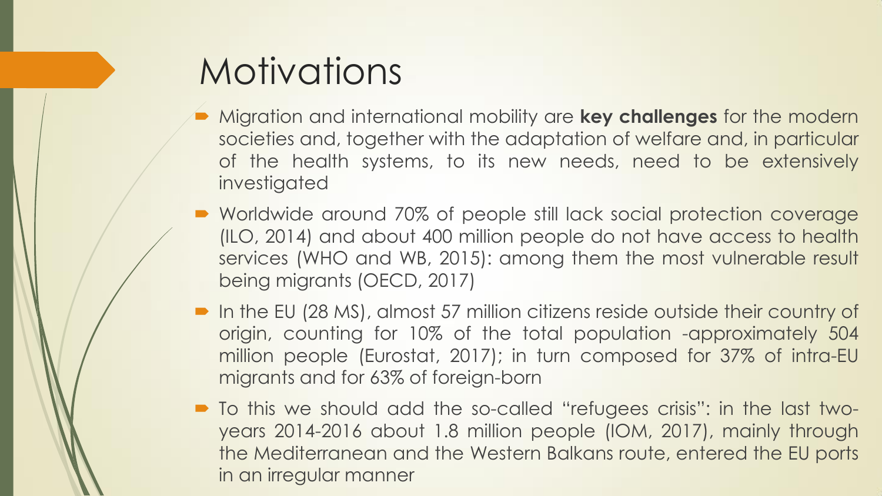# Motivations

- Migration and international mobility are **key challenges** for the modern societies and, together with the adaptation of welfare and, in particular of the health systems, to its new needs, need to be extensively investigated
- Worldwide around 70% of people still lack social protection coverage (ILO, 2014) and about 400 million people do not have access to health services (WHO and WB, 2015): among them the most vulnerable result being migrants (OECD, 2017)
- In the EU (28 MS), almost 57 million citizens reside outside their country of origin, counting for 10% of the total population -approximately 504 million people (Eurostat, 2017); in turn composed for 37% of intra-EU migrants and for 63% of foreign-born
- To this we should add the so-called "refugees crisis": in the last two-years 2014-2016 about 1.8 million people (IOM, 2017), mainly through the Mediterranean and the Western Balkans route, entered the EU ports in an irregular manner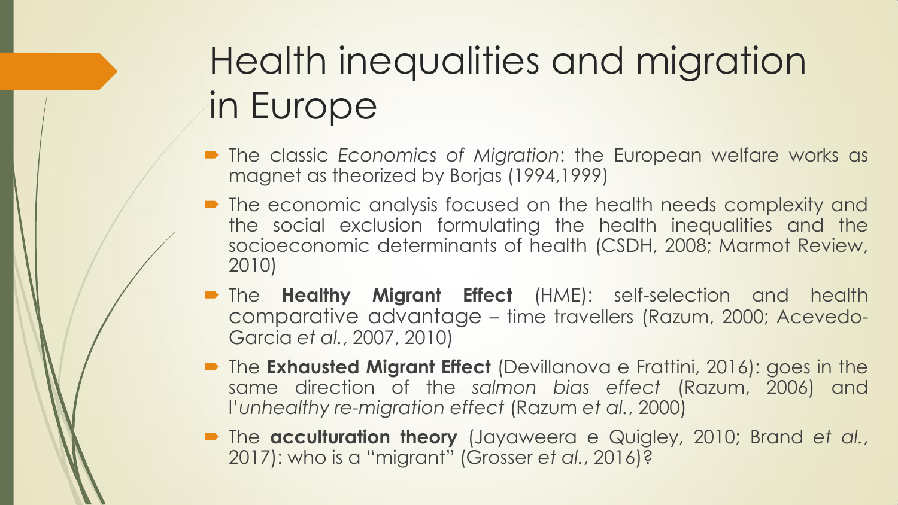# Health inequalities and migration in Europe

- The classic *Economics of Migration*: the European welfare works as magnet as theorized by Borjas (1994,1999)
- The economic analysis focused on the health needs complexity and the social exclusion formulating the health inequalities and the socioeconomic determinants of health (CSDH, 2008; Marmot Review, 2010)
- The **Healthy Migrant Effect** (HME): self-selection and health comparative advantage – time travellers (Razum, 2000; Acevedo-Garcia *et al.*, 2007, 2010)
- The **Exhausted Migrant Effect** (Devillanova e Frattini, 2016): goes in the same direction of the *salmon bias effect* (Razum, 2006) and l'*unhealthy re-migration effect* (Razum *et al.*, 2000)
- The **acculturation theory** (Jayaweera e Quigley, 2010; Brand *et al.*, 2017): who is a "migrant" (Grosser *et al.*, 2016)?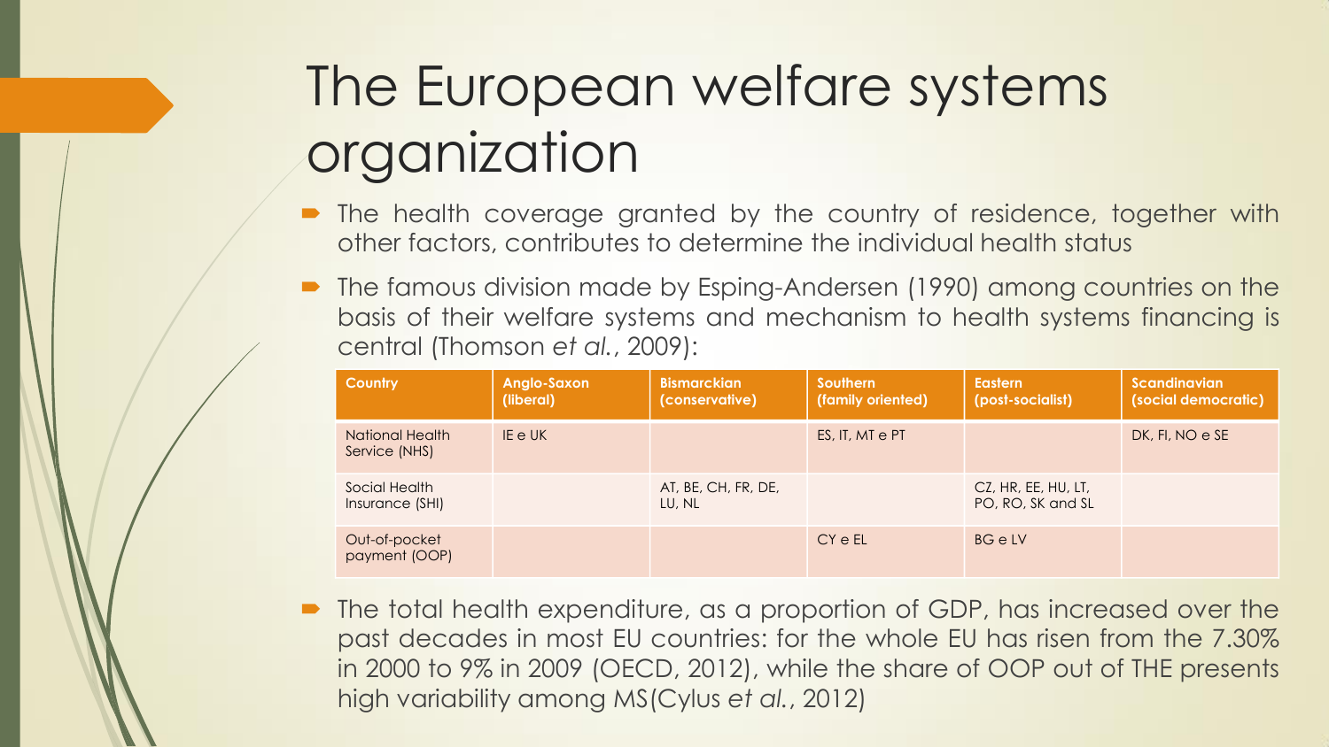# The European welfare systems organization

- The health coverage granted by the country of residence, together with other factors, contributes to determine the individual health status
- The famous division made by Esping-Andersen (1990) among countries on the basis of their welfare systems and mechanism to health systems financing is central (Thomson *et al.*, 2009):

| Country | Anglo-Saxon (liberal) | Bismarckian (conservative) | Southern (family oriented) | Eastern (post-socialist) | Scandinavian (social democratic) |
| --- | --- | --- | --- | --- | --- |
| National Health Service (NHS) | IE e UK | | ES, IT, MT e PT | | DK, FI, NO e SE |
| Social Health Insurance (SHI) | | AT, BE, CH, FR, DE, LU, NL | | CZ, HR, EE, HU, LT, PO, RO, SK and SL | |
| Out-of-pocket payment (OOP) | | | CY e EL | BG e LV | |

- The total health expenditure, as a proportion of GDP, has increased over the past decades in most EU countries: for the whole EU has risen from the 7.30% in 2000 to 9% in 2009 (OECD, 2012), while the share of OOP out of THE presents high variability among MS(Cylus *et al.*, 2012)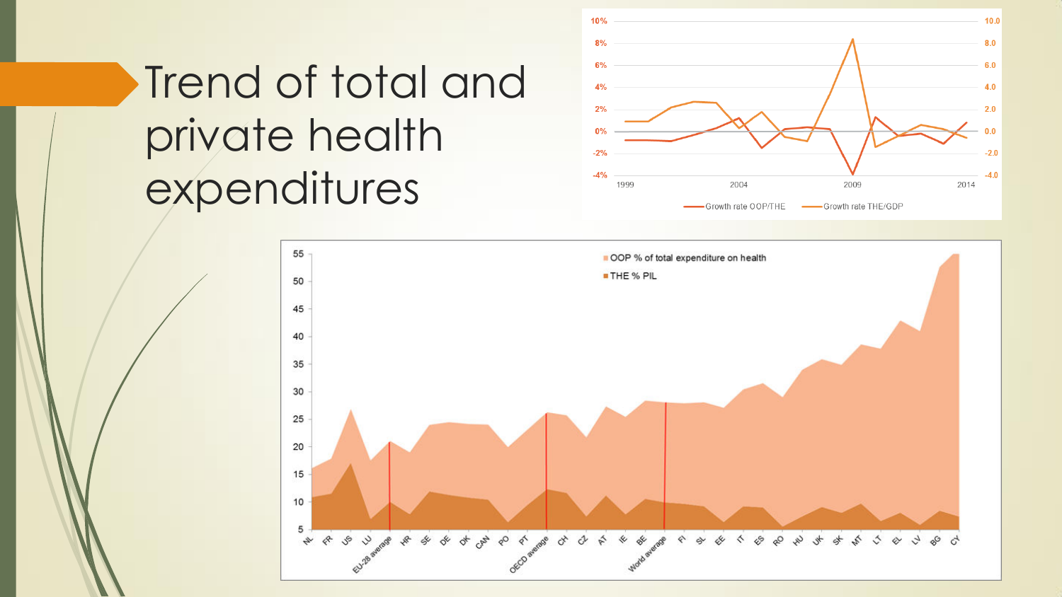# Trend of total and private health expenditures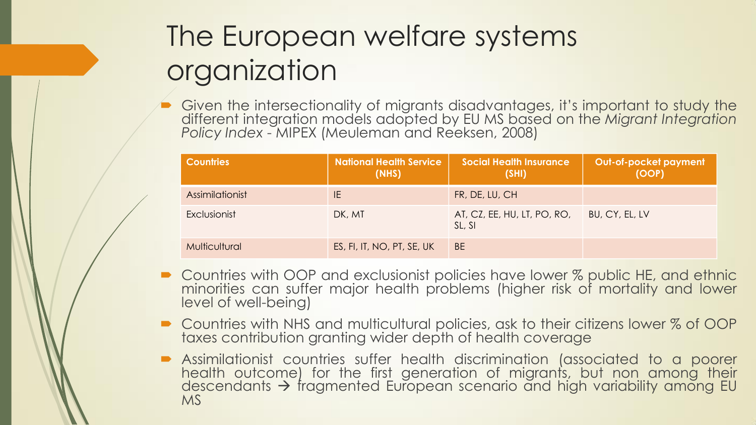# The European welfare systems organization

- Given the intersectionality of migrants disadvantages, it's important to study the different integration models adopted by EU MS based on the *Migrant Integration Policy Index* - MIPEX (Meuleman and Reeksen, 2008)

| Countries | National Health Service (NHS) | Social Health Insurance (SHI) | Out-of-pocket payment (OOP) |
|---|---|---|---|
| Assimilationist | IE | FR, DE, LU, CH | |
| Exclusionist | DK, MT | AT, CZ, EE, HU, LT, PO, RO, SL, SI | BU, CY, EL, LV |
| Multicultural | ES, FI, IT, NO, PT, SE, UK | BE | |

- Countries with OOP and exclusionist policies have lower % public HE, and ethnic minorities can suffer major health problems (higher risk of mortality and lower level of well-being)
- Countries with NHS and multicultural policies, ask to their citizens lower % of OOP taxes contribution granting wider depth of health coverage
- Assimilationist countries suffer health discrimination (associated to a poorer health outcome) for the first generation of migrants, but non among their descendants → fragmented European scenario and high variability among EU MS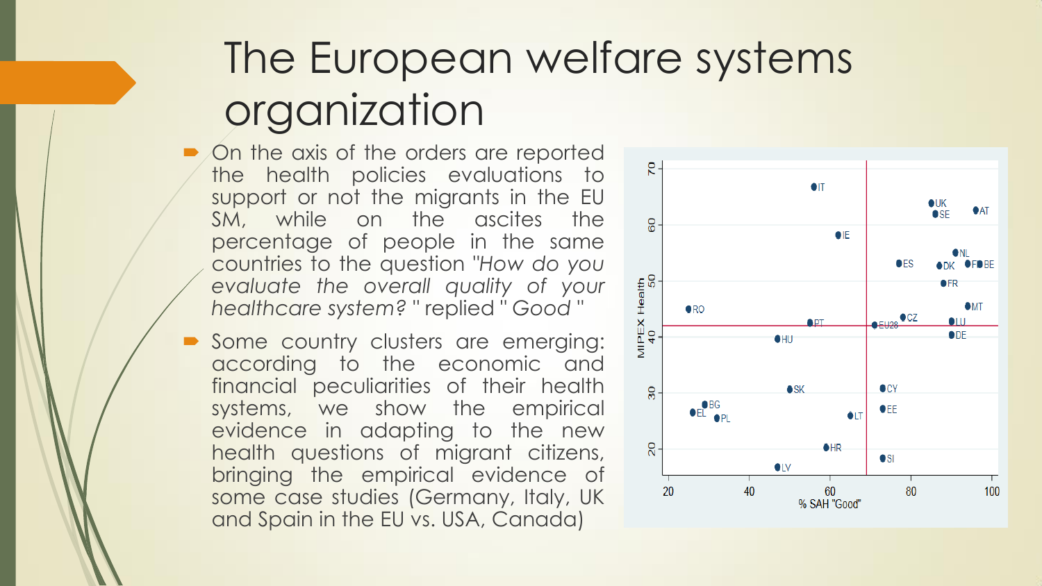# The European welfare systems organization

- On the axis of the orders are reported the health policies evaluations to support or not the migrants in the EU SM, while on the ascites the percentage of people in the same countries to the question *"How do you evaluate the overall quality of your healthcare system?* " replied " *Good* "
- Some country clusters are emerging: according to the economic and financial peculiarities of their health systems, we show the empirical evidence in adapting to the new health questions of migrant citizens, bringing the empirical evidence of some case studies (Germany, Italy, UK and Spain in the EU vs. USA, Canada)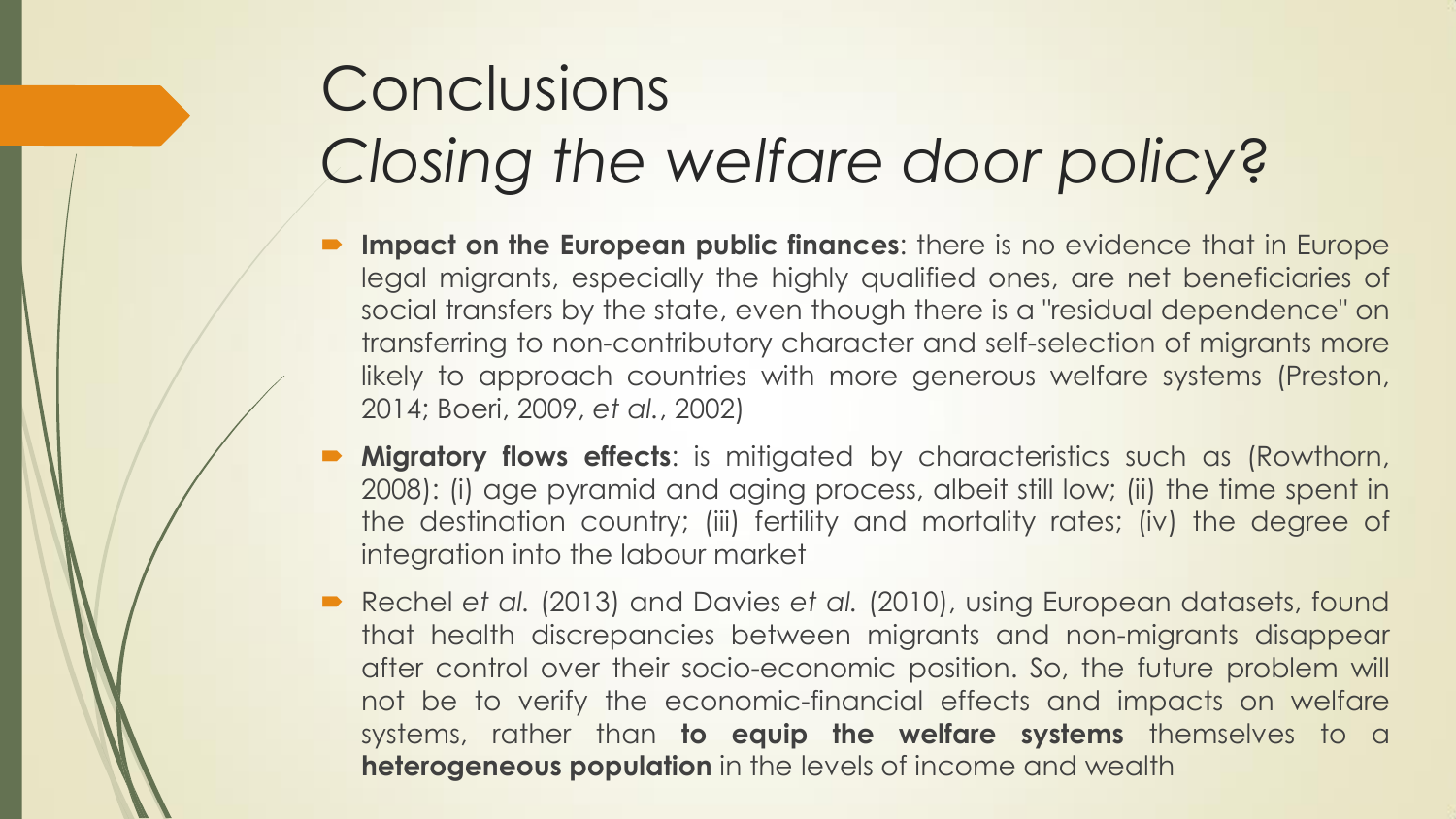# Conclusions
# *Closing the welfare door policy?*

- **Impact on the European public finances**: there is no evidence that in Europe legal migrants, especially the highly qualified ones, are net beneficiaries of social transfers by the state, even though there is a "residual dependence" on transferring to non-contributory character and self-selection of migrants more likely to approach countries with more generous welfare systems (Preston, 2014; Boeri, 2009, *et al.*, 2002)
- **Migratory flows effects**: is mitigated by characteristics such as (Rowthorn, 2008): (i) age pyramid and aging process, albeit still low; (ii) the time spent in the destination country; (iii) fertility and mortality rates; (iv) the degree of integration into the labour market
- Rechel *et al.* (2013) and Davies *et al.* (2010), using European datasets, found that health discrepancies between migrants and non-migrants disappear after control over their socio-economic position. So, the future problem will not be to verify the economic-financial effects and impacts on welfare systems, rather than **to equip the welfare systems** themselves to a **heterogeneous population** in the levels of income and wealth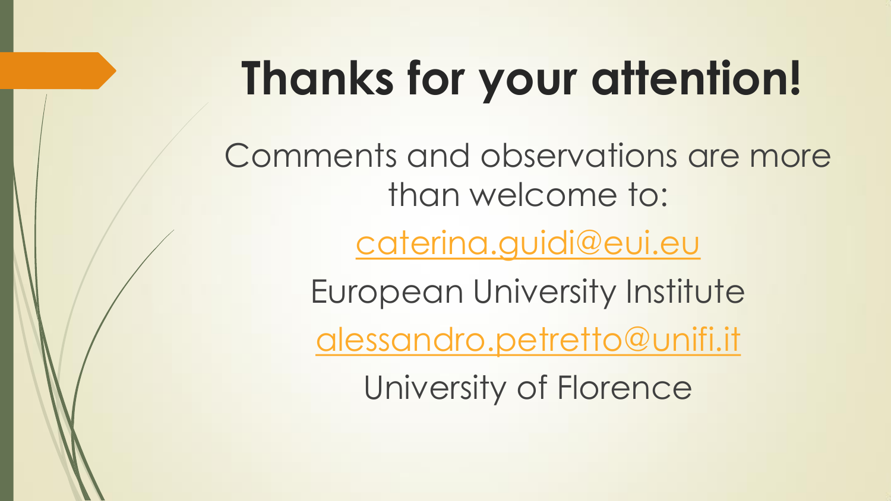# Thanks for your attention!

Comments and observations are more than welcome to:

caterina.guidi@eui.eu

European University Institute

alessandro.petretto@unifi.it

University of Florence